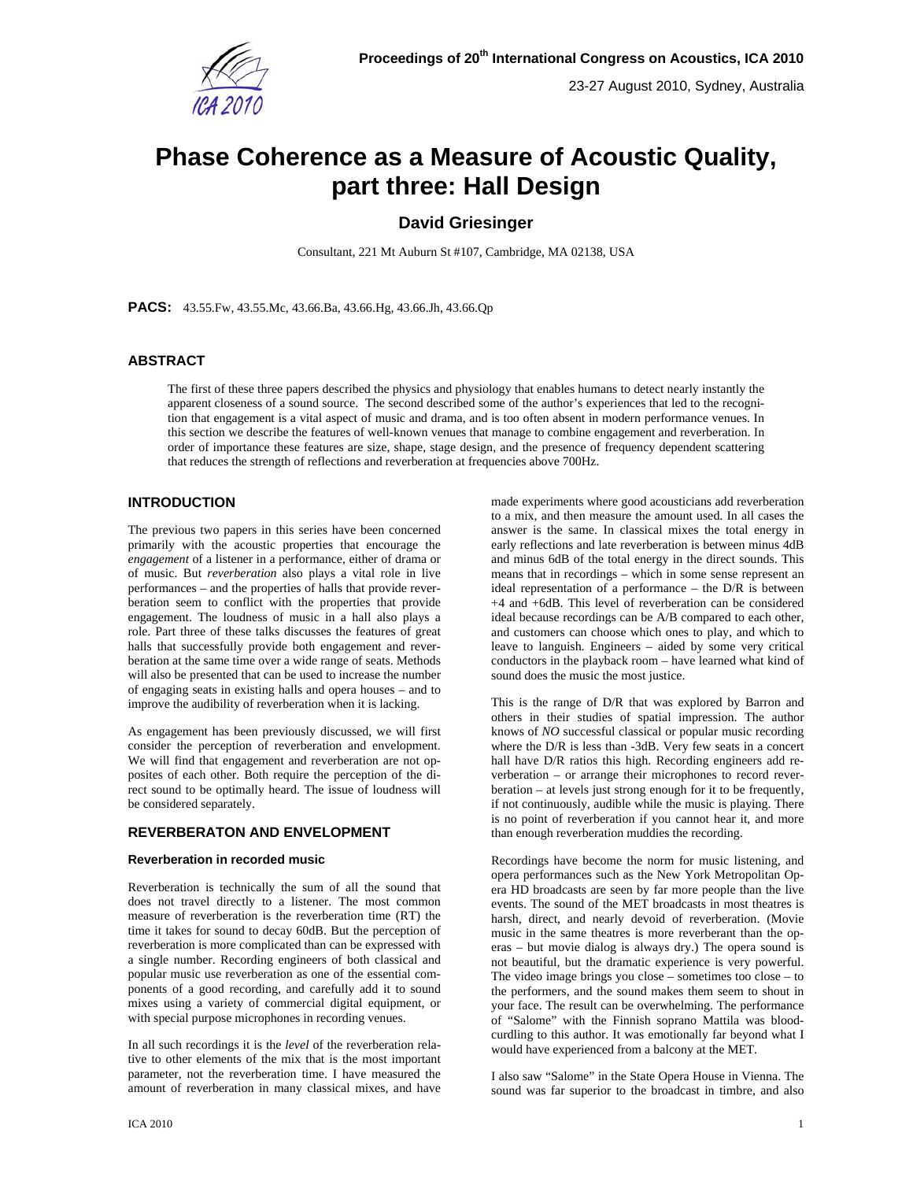# Phase Coherence as a Measure of Acoustic Quality, part three: Hall Design

**David Griesinger**

Consultant, 221 Mt Auburn St #107, Cambridge, MA 02138, USA

**PACS:** 43.55.Fw, 43.55.Mc, 43.66.Ba, 43.66.Hg, 43.66.Jh, 43.66.Qp

## ABSTRACT

The first of these three papers described the physics and physiology that enables humans to detect nearly instantly the apparent closeness of a sound source. The second described some of the author's experiences that led to the recognition that engagement is a vital aspect of music and drama, and is too often absent in modern performance venues. In this section we describe the features of well-known venues that manage to combine engagement and reverberation. In order of importance these features are size, shape, stage design, and the presence of frequency dependent scattering that reduces the strength of reflections and reverberation at frequencies above 700Hz.

## INTRODUCTION

The previous two papers in this series have been concerned primarily with the acoustic properties that encourage the *engagement* of a listener in a performance, either of drama or of music. But *reverberation* also plays a vital role in live performances – and the properties of halls that provide reverberation seem to conflict with the properties that provide engagement. The loudness of music in a hall also plays a role. Part three of these talks discusses the features of great halls that successfully provide both engagement and reverberation at the same time over a wide range of seats. Methods will also be presented that can be used to increase the number of engaging seats in existing halls and opera houses – and to improve the audibility of reverberation when it is lacking.

As engagement has been previously discussed, we will first consider the perception of reverberation and envelopment. We will find that engagement and reverberation are not opposites of each other. Both require the perception of the direct sound to be optimally heard. The issue of loudness will be considered separately.

## REVERBERATON AND ENVELOPMENT

### Reverberation in recorded music

Reverberation is technically the sum of all the sound that does not travel directly to a listener. The most common measure of reverberation is the reverberation time (RT) the time it takes for sound to decay 60dB. But the perception of reverberation is more complicated than can be expressed with a single number. Recording engineers of both classical and popular music use reverberation as one of the essential components of a good recording, and carefully add it to sound mixes using a variety of commercial digital equipment, or with special purpose microphones in recording venues.

In all such recordings it is the *level* of the reverberation relative to other elements of the mix that is the most important parameter, not the reverberation time. I have measured the amount of reverberation in many classical mixes, and have made experiments where good acousticians add reverberation to a mix, and then measure the amount used. In all cases the answer is the same. In classical mixes the total energy in early reflections and late reverberation is between minus 4dB and minus 6dB of the total energy in the direct sounds. This means that in recordings – which in some sense represent an ideal representation of a performance – the D/R is between +4 and +6dB. This level of reverberation can be considered ideal because recordings can be A/B compared to each other, and customers can choose which ones to play, and which to leave to languish. Engineers – aided by some very critical conductors in the playback room – have learned what kind of sound does the music the most justice.

This is the range of D/R that was explored by Barron and others in their studies of spatial impression. The author knows of *NO* successful classical or popular music recording where the D/R is less than -3dB. Very few seats in a concert hall have D/R ratios this high. Recording engineers add reverberation – or arrange their microphones to record reverberation – at levels just strong enough for it to be frequently, if not continuously, audible while the music is playing. There is no point of reverberation if you cannot hear it, and more than enough reverberation muddies the recording.

Recordings have become the norm for music listening, and opera performances such as the New York Metropolitan Opera HD broadcasts are seen by far more people than the live events. The sound of the MET broadcasts in most theatres is harsh, direct, and nearly devoid of reverberation. (Movie music in the same theatres is more reverberant than the operas – but movie dialog is always dry.) The opera sound is not beautiful, but the dramatic experience is very powerful. The video image brings you close – sometimes too close – to the performers, and the sound makes them seem to shout in your face. The result can be overwhelming. The performance of "Salome" with the Finnish soprano Mattila was blood-curdling to this author. It was emotionally far beyond what I would have experienced from a balcony at the MET.

I also saw "Salome" in the State Opera House in Vienna. The sound was far superior to the broadcast in timbre, and also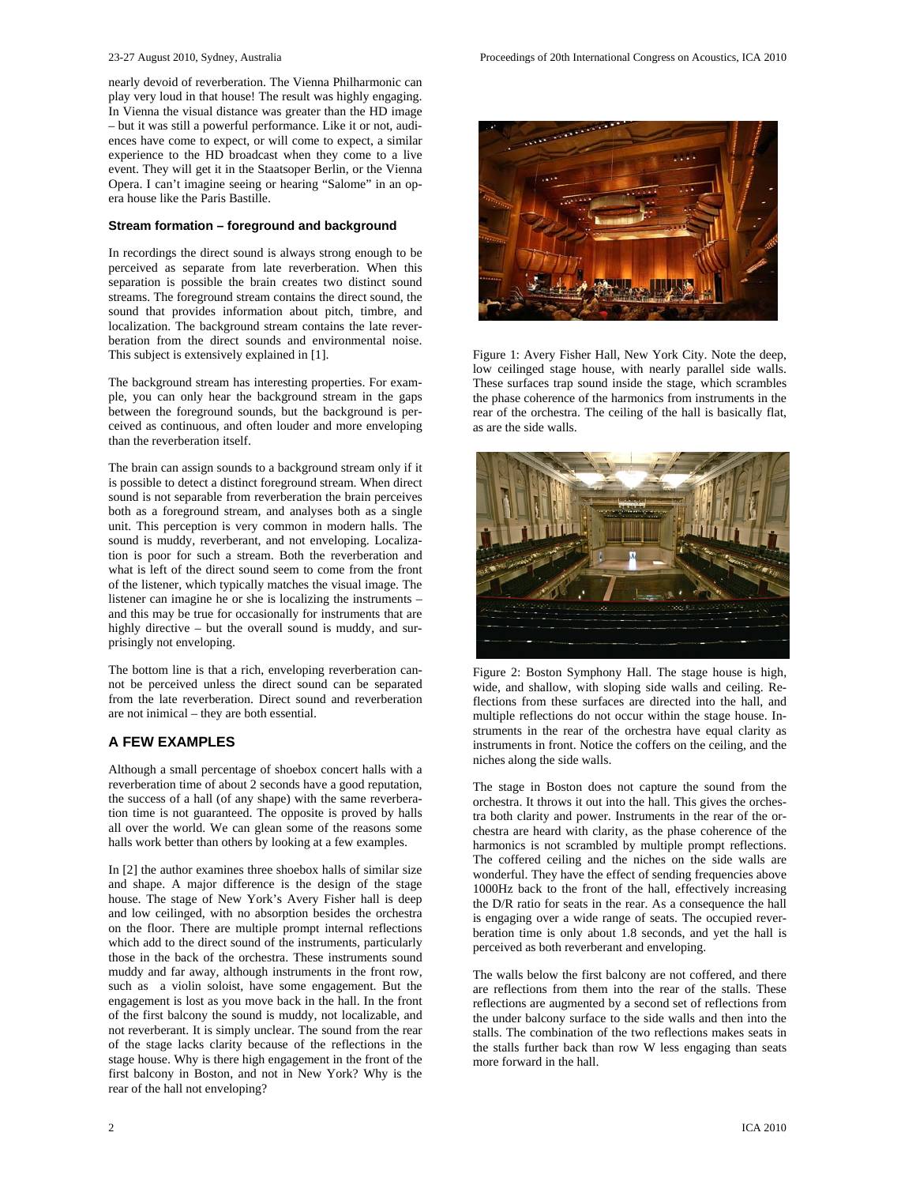nearly devoid of reverberation. The Vienna Philharmonic can play very loud in that house! The result was highly engaging. In Vienna the visual distance was greater than the HD image – but it was still a powerful performance. Like it or not, audiences have come to expect, or will come to expect, a similar experience to the HD broadcast when they come to a live event. They will get it in the Staatsoper Berlin, or the Vienna Opera. I can't imagine seeing or hearing "Salome" in an opera house like the Paris Bastille.

### Stream formation – foreground and background

In recordings the direct sound is always strong enough to be perceived as separate from late reverberation. When this separation is possible the brain creates two distinct sound streams. The foreground stream contains the direct sound, the sound that provides information about pitch, timbre, and localization. The background stream contains the late reverberation from the direct sounds and environmental noise. This subject is extensively explained in [1].

The background stream has interesting properties. For example, you can only hear the background stream in the gaps between the foreground sounds, but the background is perceived as continuous, and often louder and more enveloping than the reverberation itself.

The brain can assign sounds to a background stream only if it is possible to detect a distinct foreground stream. When direct sound is not separable from reverberation the brain perceives both as a foreground stream, and analyses both as a single unit. This perception is very common in modern halls. The sound is muddy, reverberant, and not enveloping. Localization is poor for such a stream. Both the reverberation and what is left of the direct sound seem to come from the front of the listener, which typically matches the visual image. The listener can imagine he or she is localizing the instruments – and this may be true for occasionally for instruments that are highly directive – but the overall sound is muddy, and surprisingly not enveloping.

The bottom line is that a rich, enveloping reverberation cannot be perceived unless the direct sound can be separated from the late reverberation. Direct sound and reverberation are not inimical – they are both essential.

## A FEW EXAMPLES

Although a small percentage of shoebox concert halls with a reverberation time of about 2 seconds have a good reputation, the success of a hall (of any shape) with the same reverberation time is not guaranteed. The opposite is proved by halls all over the world. We can glean some of the reasons some halls work better than others by looking at a few examples.

In [2] the author examines three shoebox halls of similar size and shape. A major difference is the design of the stage house. The stage of New York's Avery Fisher hall is deep and low ceilinged, with no absorption besides the orchestra on the floor. There are multiple prompt internal reflections which add to the direct sound of the instruments, particularly those in the back of the orchestra. These instruments sound muddy and far away, although instruments in the front row, such as a violin soloist, have some engagement. But the engagement is lost as you move back in the hall. In the front of the first balcony the sound is muddy, not localizable, and not reverberant. It is simply unclear. The sound from the rear of the stage lacks clarity because of the reflections in the stage house. Why is there high engagement in the front of the first balcony in Boston, and not in New York? Why is the rear of the hall not enveloping?

Figure 1: Avery Fisher Hall, New York City. Note the deep, low ceilinged stage house, with nearly parallel side walls. These surfaces trap sound inside the stage, which scrambles the phase coherence of the harmonics from instruments in the rear of the orchestra. The ceiling of the hall is basically flat, as are the side walls.

Figure 2: Boston Symphony Hall. The stage house is high, wide, and shallow, with sloping side walls and ceiling. Reflections from these surfaces are directed into the hall, and multiple reflections do not occur within the stage house. Instruments in the rear of the orchestra have equal clarity as instruments in front. Notice the coffers on the ceiling, and the niches along the side walls.

The stage in Boston does not capture the sound from the orchestra. It throws it out into the hall. This gives the orchestra both clarity and power. Instruments in the rear of the orchestra are heard with clarity, as the phase coherence of the harmonics is not scrambled by multiple prompt reflections. The coffered ceiling and the niches on the side walls are wonderful. They have the effect of sending frequencies above 1000Hz back to the front of the hall, effectively increasing the D/R ratio for seats in the rear. As a consequence the hall is engaging over a wide range of seats. The occupied reverberation time is only about 1.8 seconds, and yet the hall is perceived as both reverberant and enveloping.

The walls below the first balcony are not coffered, and there are reflections from them into the rear of the stalls. These reflections are augmented by a second set of reflections from the under balcony surface to the side walls and then into the stalls. The combination of the two reflections makes seats in the stalls further back than row W less engaging than seats more forward in the hall.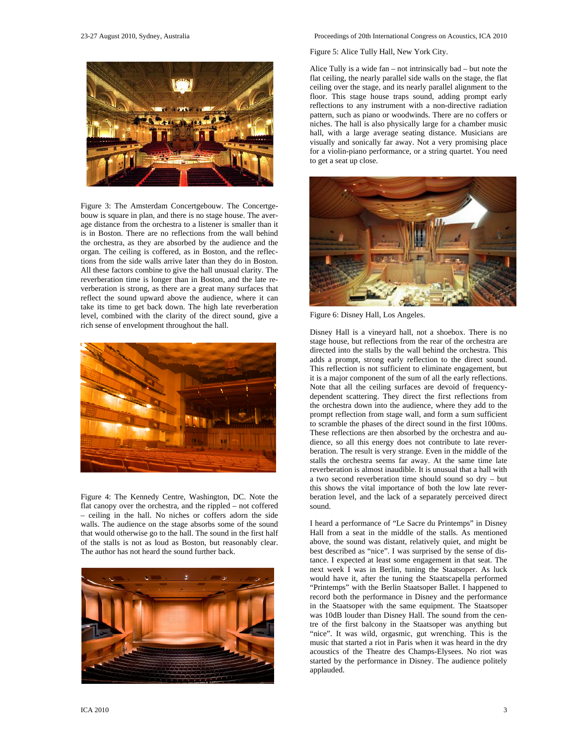Figure 3: The Amsterdam Concertgebouw. The Concertgebouw is square in plan, and there is no stage house. The average distance from the orchestra to a listener is smaller than it is in Boston. There are no reflections from the wall behind the orchestra, as they are absorbed by the audience and the organ. The ceiling is coffered, as in Boston, and the reflections from the side walls arrive later than they do in Boston. All these factors combine to give the hall unusual clarity. The reverberation time is longer than in Boston, and the late reverberation is strong, as there are a great many surfaces that reflect the sound upward above the audience, where it can take its time to get back down. The high late reverberation level, combined with the clarity of the direct sound, give a rich sense of envelopment throughout the hall.

Figure 4: The Kennedy Centre, Washington, DC. Note the flat canopy over the orchestra, and the rippled – not coffered – ceiling in the hall. No niches or coffers adorn the side walls. The audience on the stage absorbs some of the sound that would otherwise go to the hall. The sound in the first half of the stalls is not as loud as Boston, but reasonably clear. The author has not heard the sound further back.

Figure 5: Alice Tully Hall, New York City.

Alice Tully is a wide fan – not intrinsically bad – but note the flat ceiling, the nearly parallel side walls on the stage, the flat ceiling over the stage, and its nearly parallel alignment to the floor. This stage house traps sound, adding prompt early reflections to any instrument with a non-directive radiation pattern, such as piano or woodwinds. There are no coffers or niches. The hall is also physically large for a chamber music hall, with a large average seating distance. Musicians are visually and sonically far away. Not a very promising place for a violin-piano performance, or a string quartet. You need to get a seat up close.

Figure 6: Disney Hall, Los Angeles.

Disney Hall is a vineyard hall, not a shoebox. There is no stage house, but reflections from the rear of the orchestra are directed into the stalls by the wall behind the orchestra. This adds a prompt, strong early reflection to the direct sound. This reflection is not sufficient to eliminate engagement, but it is a major component of the sum of all the early reflections. Note that all the ceiling surfaces are devoid of frequency-dependent scattering. They direct the first reflections from the orchestra down into the audience, where they add to the prompt reflection from stage wall, and form a sum sufficient to scramble the phases of the direct sound in the first 100ms. These reflections are then absorbed by the orchestra and audience, so all this energy does not contribute to late reverberation. The result is very strange. Even in the middle of the stalls the orchestra seems far away. At the same time late reverberation is almost inaudible. It is unusual that a hall with a two second reverberation time should sound so dry – but this shows the vital importance of both the low late reverberation level, and the lack of a separately perceived direct sound.

I heard a performance of "Le Sacre du Printemps" in Disney Hall from a seat in the middle of the stalls. As mentioned above, the sound was distant, relatively quiet, and might be best described as "nice". I was surprised by the sense of distance. I expected at least some engagement in that seat. The next week I was in Berlin, tuning the Staatsoper. As luck would have it, after the tuning the Staatscapella performed "Printemps" with the Berlin Staatsoper Ballet. I happened to record both the performance in Disney and the performance in the Staatsoper with the same equipment. The Staatsoper was 10dB louder than Disney Hall. The sound from the centre of the first balcony in the Staatsoper was anything but "nice". It was wild, orgasmic, gut wrenching. This is the music that started a riot in Paris when it was heard in the dry acoustics of the Theatre des Champs-Elysees. No riot was started by the performance in Disney. The audience politely applauded.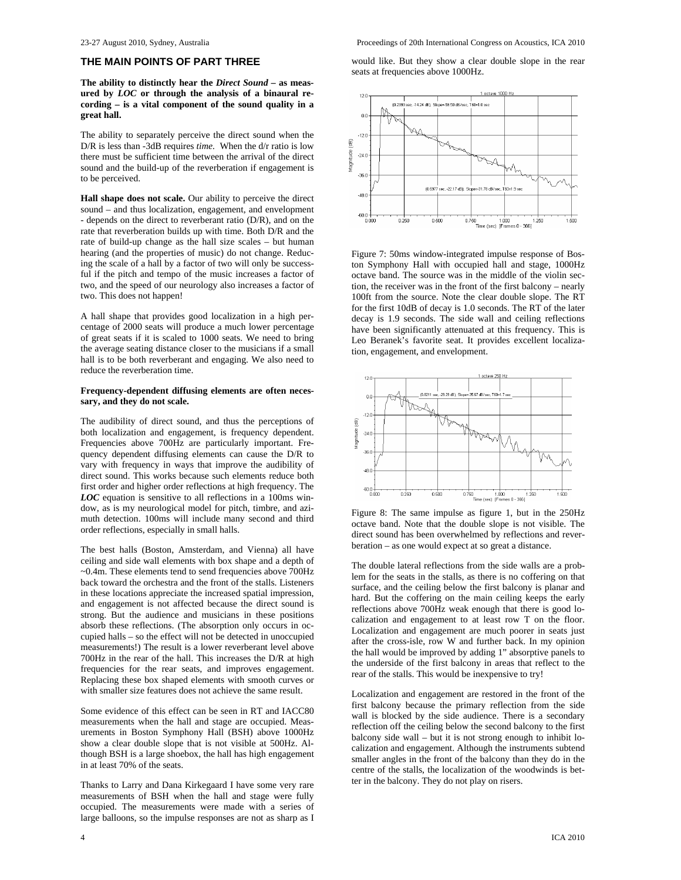## THE MAIN POINTS OF PART THREE

**The ability to distinctly hear the *Direct Sound* – as measured by *LOC* or through the analysis of a binaural recording – is a vital component of the sound quality in a great hall.**

The ability to separately perceive the direct sound when the D/R is less than -3dB requires *time*. When the d/r ratio is low there must be sufficient time between the arrival of the direct sound and the build-up of the reverberation if engagement is to be perceived.

**Hall shape does not scale.** Our ability to perceive the direct sound – and thus localization, engagement, and envelopment - depends on the direct to reverberant ratio (D/R), and on the rate that reverberation builds up with time. Both D/R and the rate of build-up change as the hall size scales – but human hearing (and the properties of music) do not change. Reducing the scale of a hall by a factor of two will only be successful if the pitch and tempo of the music increases a factor of two, and the speed of our neurology also increases a factor of two. This does not happen!

A hall shape that provides good localization in a high percentage of 2000 seats will produce a much lower percentage of great seats if it is scaled to 1000 seats. We need to bring the average seating distance closer to the musicians if a small hall is to be both reverberant and engaging. We also need to reduce the reverberation time.

**Frequency-dependent diffusing elements are often necessary, and they do not scale.**

The audibility of direct sound, and thus the perceptions of both localization and engagement, is frequency dependent. Frequencies above 700Hz are particularly important. Frequency dependent diffusing elements can cause the D/R to vary with frequency in ways that improve the audibility of direct sound. This works because such elements reduce both first order and higher order reflections at high frequency. The ***LOC*** equation is sensitive to all reflections in a 100ms window, as is my neurological model for pitch, timbre, and azimuth detection. 100ms will include many second and third order reflections, especially in small halls.

The best halls (Boston, Amsterdam, and Vienna) all have ceiling and side wall elements with box shape and a depth of ~0.4m. These elements tend to send frequencies above 700Hz back toward the orchestra and the front of the stalls. Listeners in these locations appreciate the increased spatial impression, and engagement is not affected because the direct sound is strong. But the audience and musicians in these positions absorb these reflections. (The absorption only occurs in occupied halls – so the effect will not be detected in unoccupied measurements!) The result is a lower reverberant level above 700Hz in the rear of the hall. This increases the D/R at high frequencies for the rear seats, and improves engagement. Replacing these box shaped elements with smooth curves or with smaller size features does not achieve the same result.

Some evidence of this effect can be seen in RT and IACC80 measurements when the hall and stage are occupied. Measurements in Boston Symphony Hall (BSH) above 1000Hz show a clear double slope that is not visible at 500Hz. Although BSH is a large shoebox, the hall has high engagement in at least 70% of the seats.

Thanks to Larry and Dana Kirkegaard I have some very rare measurements of BSH when the hall and stage were fully occupied. The measurements were made with a series of large balloons, so the impulse responses are not as sharp as I would like. But they show a clear double slope in the rear seats at frequencies above 1000Hz.

Figure 7: 50ms window-integrated impulse response of Boston Symphony Hall with occupied hall and stage, 1000Hz octave band. The source was in the middle of the violin section, the receiver was in the front of the first balcony – nearly 100ft from the source. Note the clear double slope. The RT for the first 10dB of decay is 1.0 seconds. The RT of the later decay is 1.9 seconds. The side wall and ceiling reflections have been significantly attenuated at this frequency. This is Leo Beranek's favorite seat. It provides excellent localization, engagement, and envelopment.

Figure 8: The same impulse as figure 1, but in the 250Hz octave band. Note that the double slope is not visible. The direct sound has been overwhelmed by reflections and reverberation – as one would expect at so great a distance.

The double lateral reflections from the side walls are a problem for the seats in the stalls, as there is no coffering on that surface, and the ceiling below the first balcony is planar and hard. But the coffering on the main ceiling keeps the early reflections above 700Hz weak enough that there is good localization and engagement to at least row T on the floor. Localization and engagement are much poorer in seats just after the cross-isle, row W and further back. In my opinion the hall would be improved by adding 1" absorptive panels to the underside of the first balcony in areas that reflect to the rear of the stalls. This would be inexpensive to try!

Localization and engagement are restored in the front of the first balcony because the primary reflection from the side wall is blocked by the side audience. There is a secondary reflection off the ceiling below the second balcony to the first balcony side wall – but it is not strong enough to inhibit localization and engagement. Although the instruments subtend smaller angles in the front of the balcony than they do in the centre of the stalls, the localization of the woodwinds is better in the balcony. They do not play on risers.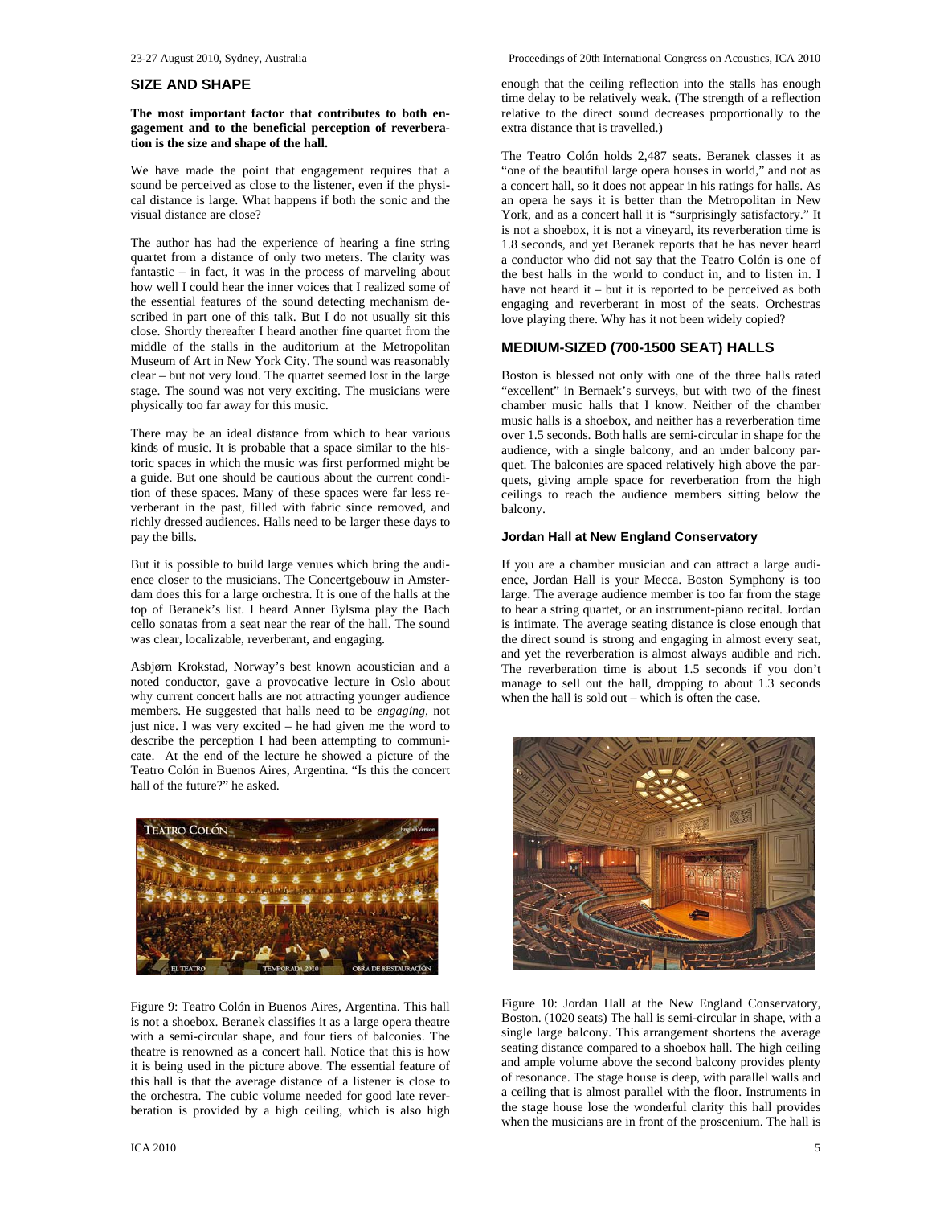## SIZE AND SHAPE

**The most important factor that contributes to both engagement and to the beneficial perception of reverberation is the size and shape of the hall.**

We have made the point that engagement requires that a sound be perceived as close to the listener, even if the physical distance is large. What happens if both the sonic and the visual distance are close?

The author has had the experience of hearing a fine string quartet from a distance of only two meters. The clarity was fantastic – in fact, it was in the process of marveling about how well I could hear the inner voices that I realized some of the essential features of the sound detecting mechanism described in part one of this talk. But I do not usually sit this close. Shortly thereafter I heard another fine quartet from the middle of the stalls in the auditorium at the Metropolitan Museum of Art in New York City. The sound was reasonably clear – but not very loud. The quartet seemed lost in the large stage. The sound was not very exciting. The musicians were physically too far away for this music.

There may be an ideal distance from which to hear various kinds of music. It is probable that a space similar to the historic spaces in which the music was first performed might be a guide. But one should be cautious about the current condition of these spaces. Many of these spaces were far less reverberant in the past, filled with fabric since removed, and richly dressed audiences. Halls need to be larger these days to pay the bills.

But it is possible to build large venues which bring the audience closer to the musicians. The Concertgebouw in Amsterdam does this for a large orchestra. It is one of the halls at the top of Beranek's list. I heard Anner Bylsma play the Bach cello sonatas from a seat near the rear of the hall. The sound was clear, localizable, reverberant, and engaging.

Asbjørn Krokstad, Norway's best known acoustician and a noted conductor, gave a provocative lecture in Oslo about why current concert halls are not attracting younger audience members. He suggested that halls need to be *engaging*, not just nice. I was very excited – he had given me the word to describe the perception I had been attempting to communicate. At the end of the lecture he showed a picture of the Teatro Colón in Buenos Aires, Argentina. "Is this the concert hall of the future?" he asked.

Figure 9: Teatro Colón in Buenos Aires, Argentina. This hall is not a shoebox. Beranek classifies it as a large opera theatre with a semi-circular shape, and four tiers of balconies. The theatre is renowned as a concert hall. Notice that this is how it is being used in the picture above. The essential feature of this hall is that the average distance of a listener is close to the orchestra. The cubic volume needed for good late reverberation is provided by a high ceiling, which is also high enough that the ceiling reflection into the stalls has enough time delay to be relatively weak. (The strength of a reflection relative to the direct sound decreases proportionally to the extra distance that is travelled.)

The Teatro Colón holds 2,487 seats. Beranek classes it as "one of the beautiful large opera houses in world," and not as a concert hall, so it does not appear in his ratings for halls. As an opera he says it is better than the Metropolitan in New York, and as a concert hall it is "surprisingly satisfactory." It is not a shoebox, it is not a vineyard, its reverberation time is 1.8 seconds, and yet Beranek reports that he has never heard a conductor who did not say that the Teatro Colón is one of the best halls in the world to conduct in, and to listen in. I have not heard it – but it is reported to be perceived as both engaging and reverberant in most of the seats. Orchestras love playing there. Why has it not been widely copied?

## MEDIUM-SIZED (700-1500 SEAT) HALLS

Boston is blessed not only with one of the three halls rated "excellent" in Bernaek's surveys, but with two of the finest chamber music halls that I know. Neither of the chamber music halls is a shoebox, and neither has a reverberation time over 1.5 seconds. Both halls are semi-circular in shape for the audience, with a single balcony, and an under balcony parquet. The balconies are spaced relatively high above the parquets, giving ample space for reverberation from the high ceilings to reach the audience members sitting below the balcony.

### Jordan Hall at New England Conservatory

If you are a chamber musician and can attract a large audience, Jordan Hall is your Mecca. Boston Symphony is too large. The average audience member is too far from the stage to hear a string quartet, or an instrument-piano recital. Jordan is intimate. The average seating distance is close enough that the direct sound is strong and engaging in almost every seat, and yet the reverberation is almost always audible and rich. The reverberation time is about 1.5 seconds if you don't manage to sell out the hall, dropping to about 1.3 seconds when the hall is sold out – which is often the case.

Figure 10: Jordan Hall at the New England Conservatory, Boston. (1020 seats) The hall is semi-circular in shape, with a single large balcony. This arrangement shortens the average seating distance compared to a shoebox hall. The high ceiling and ample volume above the second balcony provides plenty of resonance. The stage house is deep, with parallel walls and a ceiling that is almost parallel with the floor. Instruments in the stage house lose the wonderful clarity this hall provides when the musicians are in front of the proscenium. The hall is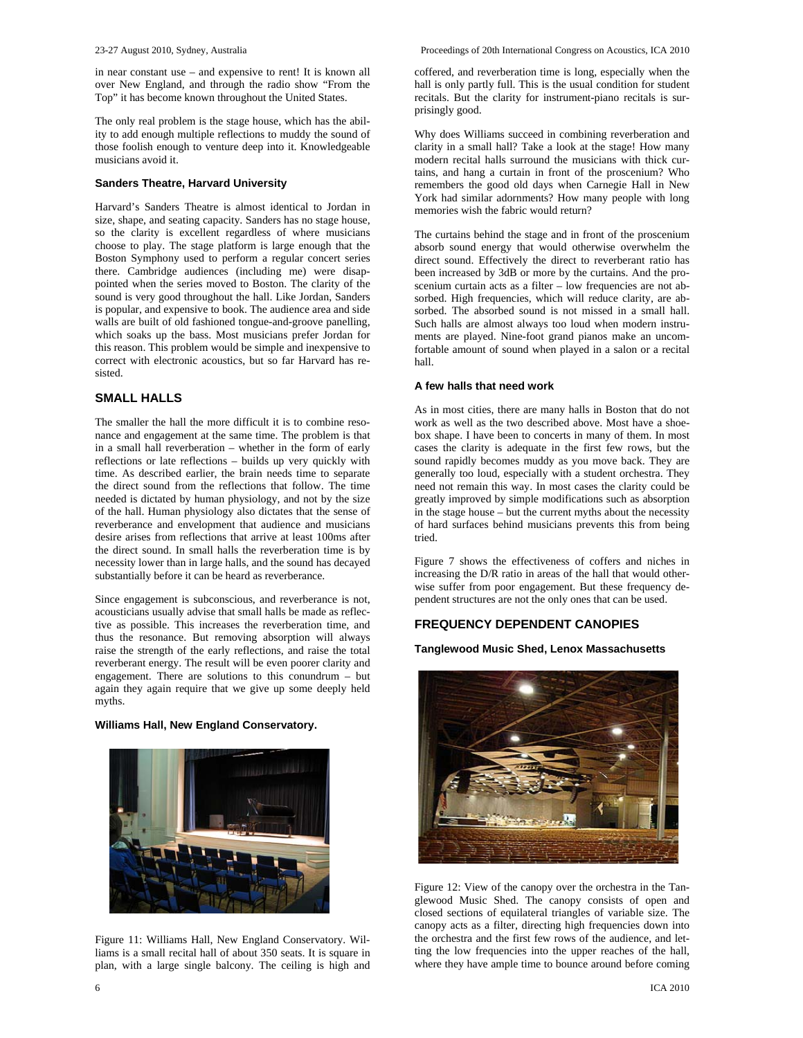in near constant use – and expensive to rent! It is known all over New England, and through the radio show "From the Top" it has become known throughout the United States.

The only real problem is the stage house, which has the ability to add enough multiple reflections to muddy the sound of those foolish enough to venture deep into it. Knowledgeable musicians avoid it.

### Sanders Theatre, Harvard University

Harvard's Sanders Theatre is almost identical to Jordan in size, shape, and seating capacity. Sanders has no stage house, so the clarity is excellent regardless of where musicians choose to play. The stage platform is large enough that the Boston Symphony used to perform a regular concert series there. Cambridge audiences (including me) were disappointed when the series moved to Boston. The clarity of the sound is very good throughout the hall. Like Jordan, Sanders is popular, and expensive to book. The audience area and side walls are built of old fashioned tongue-and-groove panelling, which soaks up the bass. Most musicians prefer Jordan for this reason. This problem would be simple and inexpensive to correct with electronic acoustics, but so far Harvard has resisted.

## SMALL HALLS

The smaller the hall the more difficult it is to combine resonance and engagement at the same time. The problem is that in a small hall reverberation – whether in the form of early reflections or late reflections – builds up very quickly with time. As described earlier, the brain needs time to separate the direct sound from the reflections that follow. The time needed is dictated by human physiology, and not by the size of the hall. Human physiology also dictates that the sense of reverberance and envelopment that audience and musicians desire arises from reflections that arrive at least 100ms after the direct sound. In small halls the reverberation time is by necessity lower than in large halls, and the sound has decayed substantially before it can be heard as reverberance.

Since engagement is subconscious, and reverberance is not, acousticians usually advise that small halls be made as reflective as possible. This increases the reverberation time, and thus the resonance. But removing absorption will always raise the strength of the early reflections, and raise the total reverberant energy. The result will be even poorer clarity and engagement. There are solutions to this conundrum – but again they again require that we give up some deeply held myths.

### Williams Hall, New England Conservatory.

Figure 11: Williams Hall, New England Conservatory. Williams is a small recital hall of about 350 seats. It is square in plan, with a large single balcony. The ceiling is high and coffered, and reverberation time is long, especially when the hall is only partly full. This is the usual condition for student recitals. But the clarity for instrument-piano recitals is surprisingly good.

Why does Williams succeed in combining reverberation and clarity in a small hall? Take a look at the stage! How many modern recital halls surround the musicians with thick curtains, and hang a curtain in front of the proscenium? Who remembers the good old days when Carnegie Hall in New York had similar adornments? How many people with long memories wish the fabric would return?

The curtains behind the stage and in front of the proscenium absorb sound energy that would otherwise overwhelm the direct sound. Effectively the direct to reverberant ratio has been increased by 3dB or more by the curtains. And the proscenium curtain acts as a filter – low frequencies are not absorbed. High frequencies, which will reduce clarity, are absorbed. The absorbed sound is not missed in a small hall. Such halls are almost always too loud when modern instruments are played. Nine-foot grand pianos make an uncomfortable amount of sound when played in a salon or a recital hall.

### A few halls that need work

As in most cities, there are many halls in Boston that do not work as well as the two described above. Most have a shoebox shape. I have been to concerts in many of them. In most cases the clarity is adequate in the first few rows, but the sound rapidly becomes muddy as you move back. They are generally too loud, especially with a student orchestra. They need not remain this way. In most cases the clarity could be greatly improved by simple modifications such as absorption in the stage house – but the current myths about the necessity of hard surfaces behind musicians prevents this from being tried.

Figure 7 shows the effectiveness of coffers and niches in increasing the D/R ratio in areas of the hall that would otherwise suffer from poor engagement. But these frequency dependent structures are not the only ones that can be used.

## FREQUENCY DEPENDENT CANOPIES

### Tanglewood Music Shed, Lenox Massachusetts

Figure 12: View of the canopy over the orchestra in the Tanglewood Music Shed. The canopy consists of open and closed sections of equilateral triangles of variable size. The canopy acts as a filter, directing high frequencies down into the orchestra and the first few rows of the audience, and letting the low frequencies into the upper reaches of the hall, where they have ample time to bounce around before coming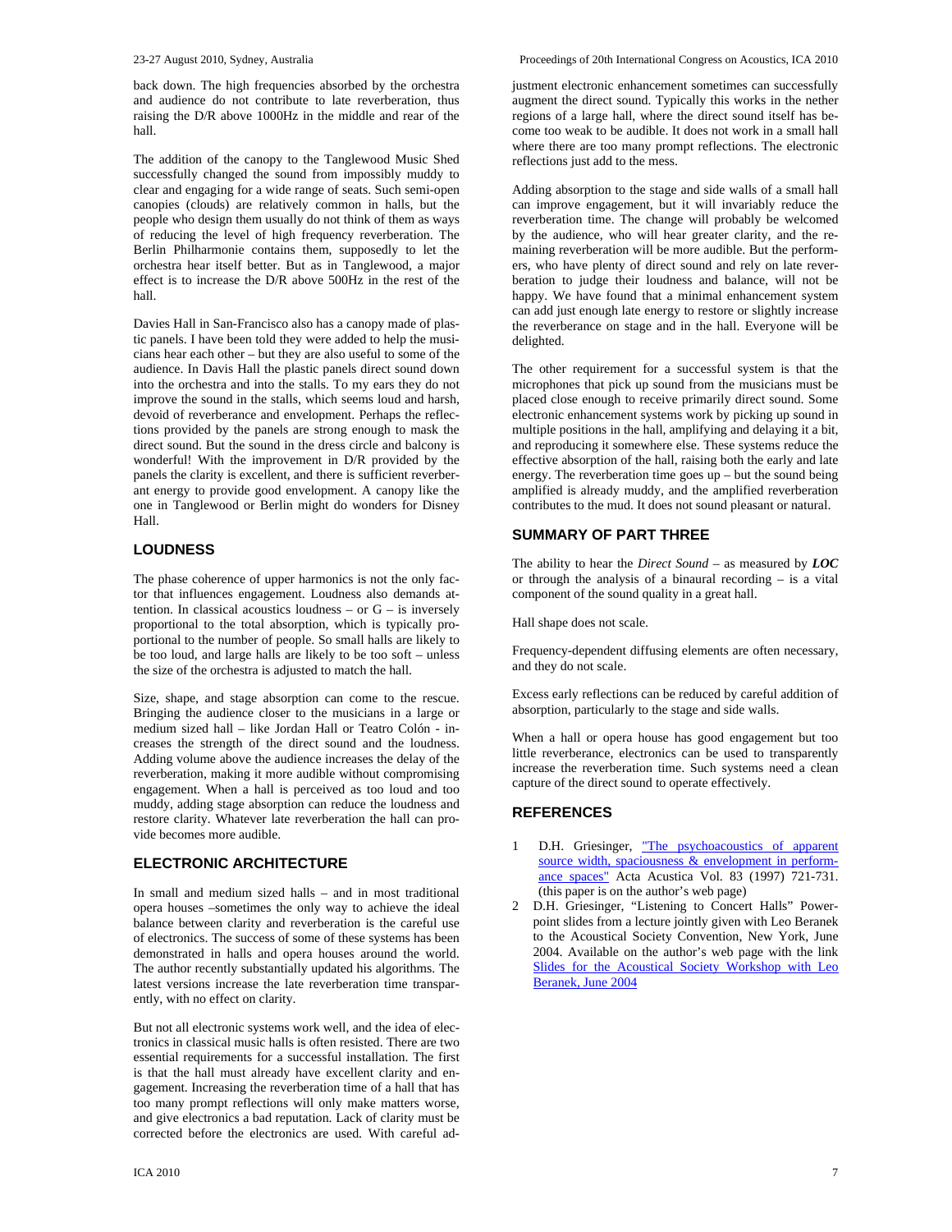back down. The high frequencies absorbed by the orchestra and audience do not contribute to late reverberation, thus raising the D/R above 1000Hz in the middle and rear of the hall.

The addition of the canopy to the Tanglewood Music Shed successfully changed the sound from impossibly muddy to clear and engaging for a wide range of seats. Such semi-open canopies (clouds) are relatively common in halls, but the people who design them usually do not think of them as ways of reducing the level of high frequency reverberation. The Berlin Philharmonie contains them, supposedly to let the orchestra hear itself better. But as in Tanglewood, a major effect is to increase the D/R above 500Hz in the rest of the hall.

Davies Hall in San-Francisco also has a canopy made of plastic panels. I have been told they were added to help the musicians hear each other – but they are also useful to some of the audience. In Davis Hall the plastic panels direct sound down into the orchestra and into the stalls. To my ears they do not improve the sound in the stalls, which seems loud and harsh, devoid of reverberance and envelopment. Perhaps the reflections provided by the panels are strong enough to mask the direct sound. But the sound in the dress circle and balcony is wonderful! With the improvement in D/R provided by the panels the clarity is excellent, and there is sufficient reverberant energy to provide good envelopment. A canopy like the one in Tanglewood or Berlin might do wonders for Disney Hall.

## LOUDNESS

The phase coherence of upper harmonics is not the only factor that influences engagement. Loudness also demands attention. In classical acoustics loudness – or G – is inversely proportional to the total absorption, which is typically proportional to the number of people. So small halls are likely to be too loud, and large halls are likely to be too soft – unless the size of the orchestra is adjusted to match the hall.

Size, shape, and stage absorption can come to the rescue. Bringing the audience closer to the musicians in a large or medium sized hall – like Jordan Hall or Teatro Colón - increases the strength of the direct sound and the loudness. Adding volume above the audience increases the delay of the reverberation, making it more audible without compromising engagement. When a hall is perceived as too loud and too muddy, adding stage absorption can reduce the loudness and restore clarity. Whatever late reverberation the hall can provide becomes more audible.

## ELECTRONIC ARCHITECTURE

In small and medium sized halls – and in most traditional opera houses –sometimes the only way to achieve the ideal balance between clarity and reverberation is the careful use of electronics. The success of some of these systems has been demonstrated in halls and opera houses around the world. The author recently substantially updated his algorithms. The latest versions increase the late reverberation time transparently, with no effect on clarity.

But not all electronic systems work well, and the idea of electronics in classical music halls is often resisted. There are two essential requirements for a successful installation. The first is that the hall must already have excellent clarity and engagement. Increasing the reverberation time of a hall that has too many prompt reflections will only make matters worse, and give electronics a bad reputation. Lack of clarity must be corrected before the electronics are used. With careful adjustment electronic enhancement sometimes can successfully augment the direct sound. Typically this works in the nether regions of a large hall, where the direct sound itself has become too weak to be audible. It does not work in a small hall where there are too many prompt reflections. The electronic reflections just add to the mess.

Adding absorption to the stage and side walls of a small hall can improve engagement, but it will invariably reduce the reverberation time. The change will probably be welcomed by the audience, who will hear greater clarity, and the remaining reverberation will be more audible. But the performers, who have plenty of direct sound and rely on late reverberation to judge their loudness and balance, will not be happy. We have found that a minimal enhancement system can add just enough late energy to restore or slightly increase the reverberation on stage and in the hall. Everyone will be delighted.

The other requirement for a successful system is that the microphones that pick up sound from the musicians must be placed close enough to receive primarily direct sound. Some electronic enhancement systems work by picking up sound in multiple positions in the hall, amplifying and delaying it a bit, and reproducing it somewhere else. These systems reduce the effective absorption of the hall, raising both the early and late energy. The reverberation time goes up – but the sound being amplified is already muddy, and the amplified reverberation contributes to the mud. It does not sound pleasant or natural.

## SUMMARY OF PART THREE

The ability to hear the *Direct Sound* – as measured by ***LOC*** or through the analysis of a binaural recording – is a vital component of the sound quality in a great hall.

Hall shape does not scale.

Frequency-dependent diffusing elements are often necessary, and they do not scale.

Excess early reflections can be reduced by careful addition of absorption, particularly to the stage and side walls.

When a hall or opera house has good engagement but too little reverberance, electronics can be used to transparently increase the reverberation time. Such systems need a clean capture of the direct sound to operate effectively.

## REFERENCES

1. D.H. Griesinger, "The psychoacoustics of apparent source width, spaciousness & envelopment in performance spaces" Acta Acustica Vol. 83 (1997) 721-731. (this paper is on the author's web page)
2. D.H. Griesinger, "Listening to Concert Halls" Powerpoint slides from a lecture jointly given with Leo Beranek to the Acoustical Society Convention, New York, June 2004. Available on the author's web page with the link Slides for the Acoustical Society Workshop with Leo Beranek, June 2004